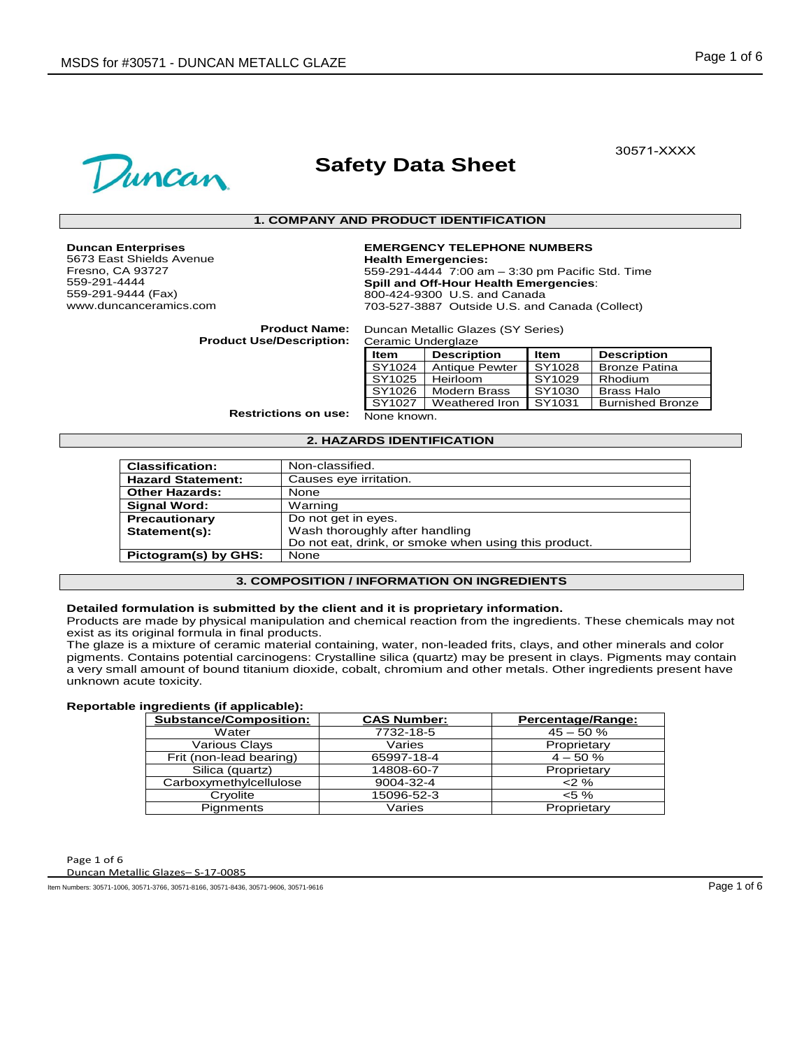30571-XXXX

# Safety Data Sheet

## 1. COMPANY AND PRODUCT IDENTIFICATION

**Duncan Enterprises**
5673 East Shields Avenue
Fresno, CA 93727
559-291-4444
559-291-9444 (Fax)
www.duncanceramics.com

**EMERGENCY TELEPHONE NUMBERS**
**Health Emergencies:**
559-291-4444 7:00 am – 3:30 pm Pacific Std. Time
**Spill and Off-Hour Health Emergencies**:
800-424-9300 U.S. and Canada
703-527-3887 Outside U.S. and Canada (Collect)

**Product Name:** Duncan Metallic Glazes (SY Series)
**Product Use/Description:** Ceramic Underglaze

| Item | Description | Item | Description |
|---|---|---|---|
| SY1024 | Antique Pewter | SY1028 | Bronze Patina |
| SY1025 | Heirloom | SY1029 | Rhodium |
| SY1026 | Modern Brass | SY1030 | Brass Halo |
| SY1027 | Weathered Iron | SY1031 | Burnished Bronze |

**Restrictions on use:** None known.

## 2. HAZARDS IDENTIFICATION

| | |
|---|---|
| **Classification:** | Non-classified. |
| **Hazard Statement:** | Causes eye irritation. |
| **Other Hazards:** | None |
| **Signal Word:** | Warning |
| **Precautionary Statement(s):** | Do not get in eyes.<br>Wash thoroughly after handling<br>Do not eat, drink, or smoke when using this product. |
| **Pictogram(s) by GHS:** | None |

## 3. COMPOSITION / INFORMATION ON INGREDIENTS

**Detailed formulation is submitted by the client and it is proprietary information.**
Products are made by physical manipulation and chemical reaction from the ingredients. These chemicals may not exist as its original formula in final products.
The glaze is a mixture of ceramic material containing, water, non-leaded frits, clays, and other minerals and color pigments. Contains potential carcinogens: Crystalline silica (quartz) may be present in clays. Pigments may contain a very small amount of bound titanium dioxide, cobalt, chromium and other metals. Other ingredients present have unknown acute toxicity.

**Reportable ingredients (if applicable):**

| Substance/Composition: | CAS Number: | Percentage/Range: |
|---|---|---|
| Water | 7732-18-5 | 45 – 50 % |
| Various Clays | Varies | Proprietary |
| Frit (non-lead bearing) | 65997-18-4 | 4 – 50 % |
| Silica (quartz) | 14808-60-7 | Proprietary |
| Carboxymethylcellulose | 9004-32-4 | <2 % |
| Cryolite | 15096-52-3 | <5 % |
| Pignments | Varies | Proprietary |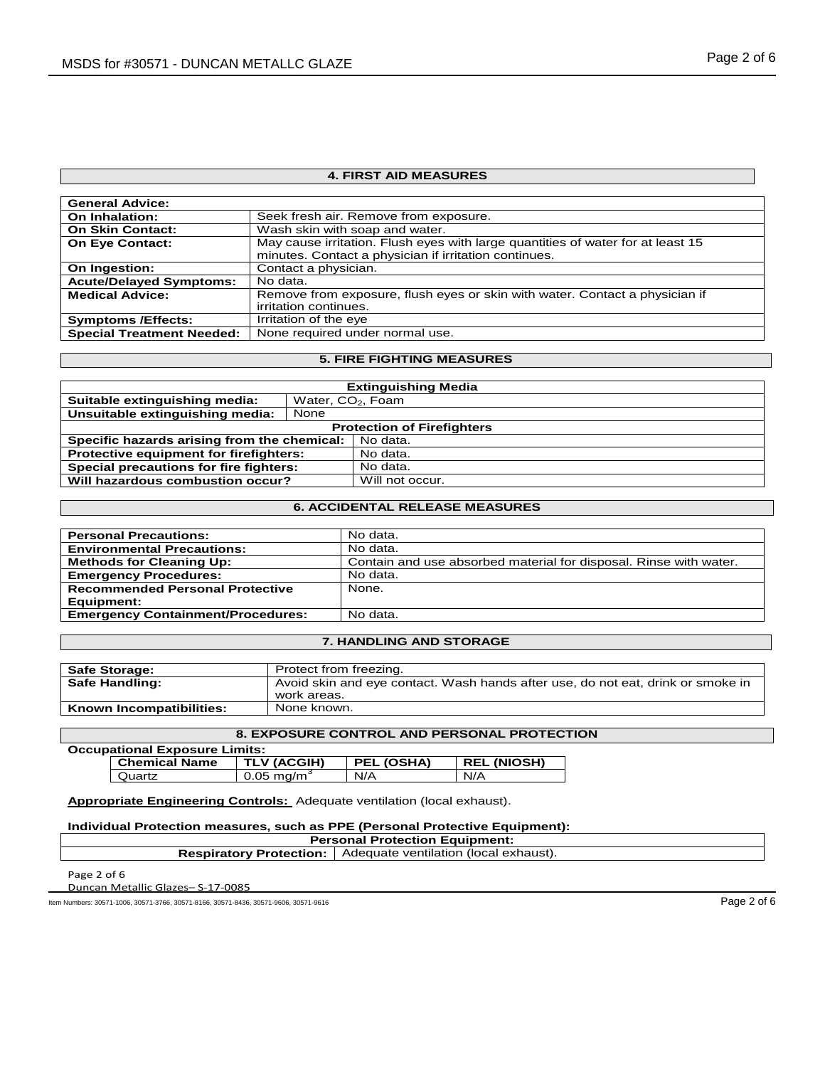## 4. FIRST AID MEASURES

| General Advice: | |
|---|---|
| On Inhalation: | Seek fresh air. Remove from exposure. |
| On Skin Contact: | Wash skin with soap and water. |
| On Eye Contact: | May cause irritation. Flush eyes with large quantities of water for at least 15 minutes. Contact a physician if irritation continues. |
| On Ingestion: | Contact a physician. |
| Acute/Delayed Symptoms: | No data. |
| Medical Advice: | Remove from exposure, flush eyes or skin with water. Contact a physician if irritation continues. |
| Symptoms /Effects: | Irritation of the eye |
| Special Treatment Needed: | None required under normal use. |

## 5. FIRE FIGHTING MEASURES

| Extinguishing Media | |
|---|---|
| Suitable extinguishing media: | Water, $CO_2$, Foam |
| Unsuitable extinguishing media: | None |
| **Protection of Firefighters** | |
| Specific hazards arising from the chemical: | No data. |
| Protective equipment for firefighters: | No data. |
| Special precautions for fire fighters: | No data. |
| Will hazardous combustion occur? | Will not occur. |

## 6. ACCIDENTAL RELEASE MEASURES

| Personal Precautions: | No data. |
|---|---|
| Environmental Precautions: | No data. |
| Methods for Cleaning Up: | Contain and use absorbed material for disposal. Rinse with water. |
| Emergency Procedures: | No data. |
| Recommended Personal Protective Equipment: | None. |
| Emergency Containment/Procedures: | No data. |

## 7. HANDLING AND STORAGE

| Safe Storage: | Protect from freezing. |
|---|---|
| Safe Handling: | Avoid skin and eye contact. Wash hands after use, do not eat, drink or smoke in work areas. |
| Known Incompatibilities: | None known. |

## 8. EXPOSURE CONTROL AND PERSONAL PROTECTION

**Occupational Exposure Limits:**

| Chemical Name | TLV (ACGIH) | PEL (OSHA) | REL (NIOSH) |
|---|---|---|---|
| Quartz | 0.05 $mg/m^3$ | N/A | N/A |

**Appropriate Engineering Controls:** Adequate ventilation (local exhaust).

**Individual Protection measures, such as PPE (Personal Protective Equipment):**

| Personal Protection Equipment: | |
|---|---|
| Respiratory Protection: | Adequate ventilation (local exhaust). |

Duncan Metallic Glazes– S-17-0085

Item Numbers: 30571-1006, 30571-3766, 30571-8166, 30571-8436, 30571-9606, 30571-9616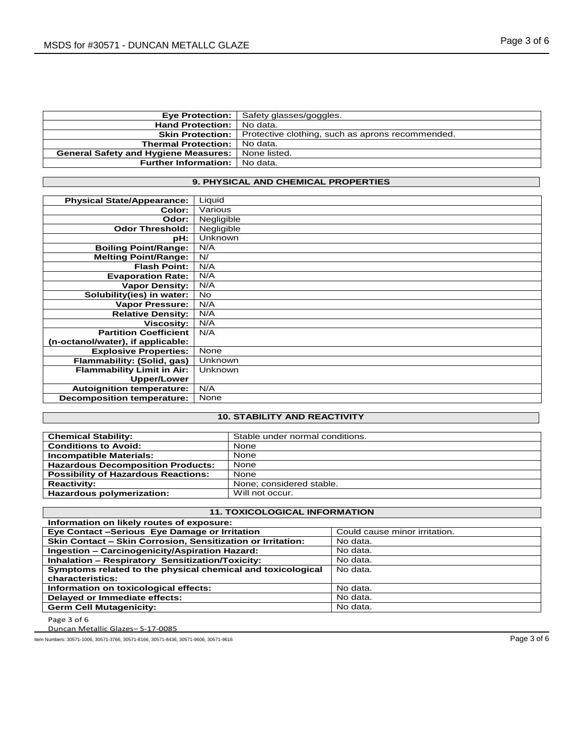| | |
|---|---|
| **Eye Protection:** | Safety glasses/goggles. |
| **Hand Protection:** | No data. |
| **Skin Protection:** | Protective clothing, such as aprons recommended. |
| **Thermal Protection:** | No data. |
| **General Safety and Hygiene Measures:** | None listed. |
| **Further Information:** | No data. |

## 9. PHYSICAL AND CHEMICAL PROPERTIES

| | |
|---|---|
| **Physical State/Appearance:** | Liquid |
| **Color:** | Various |
| **Odor:** | Negligible |
| **Odor Threshold:** | Negligible |
| **pH:** | Unknown |
| **Boiling Point/Range:** | N/A |
| **Melting Point/Range:** | N/ |
| **Flash Point:** | N/A |
| **Evaporation Rate:** | N/A |
| **Vapor Density:** | N/A |
| **Solubility(ies) in water:** | No |
| **Vapor Pressure:** | N/A |
| **Relative Density:** | N/A |
| **Viscosity:** | N/A |
| **Partition Coefficient (n-octanol/water), if applicable:** | N/A |
| **Explosive Properties:** | None |
| **Flammability: (Solid, gas)** | Unknown |
| **Flammability Limit in Air: Upper/Lower** | Unknown |
| **Autoignition temperature:** | N/A |
| **Decomposition temperature:** | None |

## 10. STABILITY AND REACTIVITY

| | |
|---|---|
| **Chemical Stability:** | Stable under normal conditions. |
| **Conditions to Avoid:** | None |
| **Incompatible Materials:** | None |
| **Hazardous Decomposition Products:** | None |
| **Possibility of Hazardous Reactions:** | None |
| **Reactivity:** | None; considered stable. |
| **Hazardous polymerization:** | Will not occur. |

## 11. TOXICOLOGICAL INFORMATION

**Information on likely routes of exposure:**

| | |
|---|---|
| **Eye Contact –Serious Eye Damage or Irritation** | Could cause minor irritation. |
| **Skin Contact – Skin Corrosion, Sensitization or Irritation:** | No data. |
| **Ingestion – Carcinogenicity/Aspiration Hazard:** | No data. |
| **Inhalation – Respiratory Sensitization/Toxicity:** | No data. |
| **Symptoms related to the physical chemical and toxicological characteristics:** | No data. |
| **Information on toxicological effects:** | No data. |
| **Delayed or Immediate effects:** | No data. |
| **Germ Cell Mutagenicity:** | No data. |

Duncan Metallic Glazes– S-17-0085

Item Numbers: 30571-1006, 30571-3766, 30571-8166, 30571-8436, 30571-9606, 30571-9616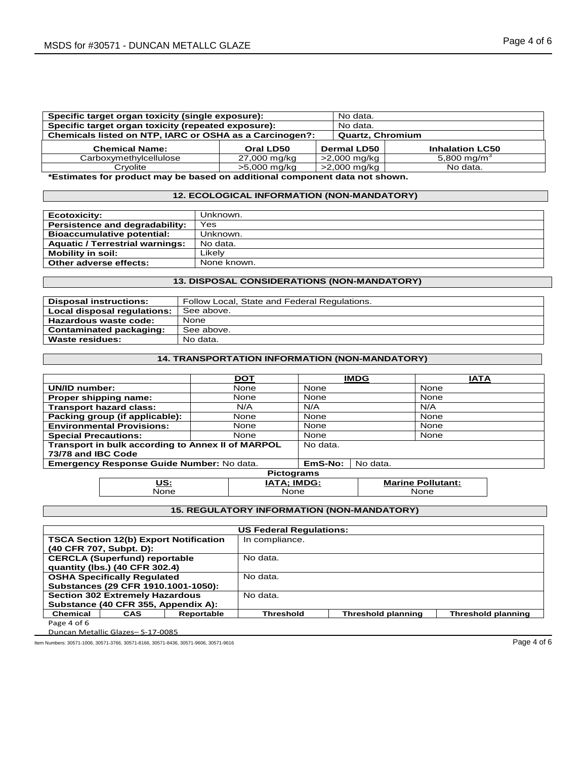| Specific target organ toxicity (single exposure): | No data. |
| --- | --- |
| Specific target organ toxicity (repeated exposure): | No data. |
| Chemicals listed on NTP, IARC or OSHA as a Carcinogen?: | Quartz, Chromium |

| Chemical Name: | Oral LD50 | Dermal LD50 | Inhalation LC50 |
| --- | --- | --- | --- |
| Carboxymethylcellulose | 27,000 mg/kg | >2,000 mg/kg | 5,800 $mg/m^3$ |
| Cryolite | >5,000 mg/kg | >2,000 mg/kg | No data. |

**\*Estimates for product may be based on additional component data not shown.**

## 12. ECOLOGICAL INFORMATION (NON-MANDATORY)

| Ecotoxicity: | Unknown. |
| --- | --- |
| Persistence and degradability: | Yes |
| Bioaccumulative potential: | Unknown. |
| Aquatic / Terrestrial warnings: | No data. |
| Mobility in soil: | Likely |
| Other adverse effects: | None known. |

## 13. DISPOSAL CONSIDERATIONS (NON-MANDATORY)

| Disposal instructions: | Follow Local, State and Federal Regulations. |
| --- | --- |
| Local disposal regulations: | See above. |
| Hazardous waste code: | None |
| Contaminated packaging: | See above. |
| Waste residues: | No data. |

## 14. TRANSPORTATION INFORMATION (NON-MANDATORY)

| | DOT | IMDG | IATA |
| --- | --- | --- | --- |
| UN/ID number: | None | None | None |
| Proper shipping name: | None | None | None |
| Transport hazard class: | N/A | N/A | N/A |
| Packing group (if applicable): | None | None | None |
| Environmental Provisions: | None | None | None |
| Special Precautions: | None | None | None |
| Transport in bulk according to Annex II of MARPOL 73/78 and IBC Code | | No data. | |
| Emergency Response Guide Number: No data. | | EmS-No: No data. | |

**Pictograms**

| US: | IATA; IMDG: | Marine Pollutant: |
| --- | --- | --- |
| None | None | None |

## 15. REGULATORY INFORMATION (NON-MANDATORY)

**US Federal Regulations:**

| | |
| --- | --- |
| TSCA Section 12(b) Export Notification (40 CFR 707, Subpt. D): | In compliance. |
| CERCLA (Superfund) reportable quantity (lbs.) (40 CFR 302.4) | No data. |
| OSHA Specifically Regulated Substances (29 CFR 1910.1001-1050): | No data. |
| Section 302 Extremely Hazardous Substance (40 CFR 355, Appendix A): | No data. |

| Chemical | CAS | Reportable | Threshold | Threshold planning | Threshold planning |
| --- | --- | --- | --- | --- | --- |

Duncan Metallic Glazes– S-17-0085

Item Numbers: 30571-1006, 30571-3766, 30571-8166, 30571-8436, 30571-9606, 30571-9616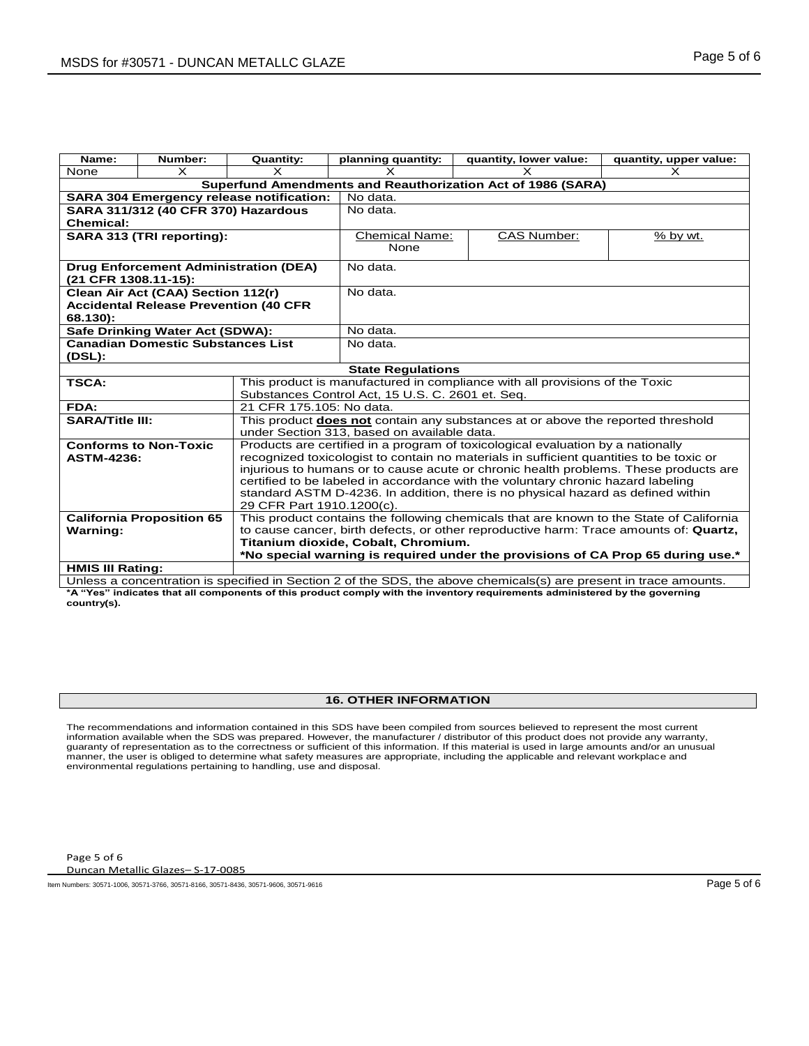| Name: | Number: | Quantity: | planning quantity: | quantity, lower value: | quantity, upper value: |
|---|---|---|---|---|---|
| None | X | X | X | X | X |

**Superfund Amendments and Reauthorization Act of 1986 (SARA)**

| | | | |
|---|---|---|---|
| **SARA 304 Emergency release notification:** | No data. | | |
| **SARA 311/312 (40 CFR 370) Hazardous Chemical:** | No data. | | |
| **SARA 313 (TRI reporting):** | Chemical Name: None | CAS Number: | % by wt. |
| **Drug Enforcement Administration (DEA) (21 CFR 1308.11-15):** | No data. | | |
| **Clean Air Act (CAA) Section 112(r) Accidental Release Prevention (40 CFR 68.130):** | No data. | | |
| **Safe Drinking Water Act (SDWA):** | No data. | | |
| **Canadian Domestic Substances List (DSL):** | No data. | | |

**State Regulations**

| | |
|---|---|
| **TSCA:** | This product is manufactured in compliance with all provisions of the Toxic Substances Control Act, 15 U.S. C. 2601 et. Seq. |
| **FDA:** | 21 CFR 175.105: No data. |
| **SARA/Title III:** | This product **does not** contain any substances at or above the reported threshold under Section 313, based on available data. |
| **Conforms to Non-Toxic ASTM-4236:** | Products are certified in a program of toxicological evaluation by a nationally recognized toxicologist to contain no materials in sufficient quantities to be toxic or injurious to humans or to cause acute or chronic health problems. These products are certified to be labeled in accordance with the voluntary chronic hazard labeling standard ASTM D-4236. In addition, there is no physical hazard as defined within 29 CFR Part 1910.1200(c). |
| **California Proposition 65 Warning:** | This product contains the following chemicals that are known to the State of California to cause cancer, birth defects, or other reproductive harm: Trace amounts of: **Quartz, Titanium dioxide, Cobalt, Chromium.** **\*No special warning is required under the provisions of CA Prop 65 during use.\*** |
| **HMIS III Rating:** | |

Unless a concentration is specified in Section 2 of the SDS, the above chemicals(s) are present in trace amounts.

**\*A "Yes" indicates that all components of this product comply with the inventory requirements administered by the governing country(s).**

## 16. OTHER INFORMATION

The recommendations and information contained in this SDS have been compiled from sources believed to represent the most current information available when the SDS was prepared. However, the manufacturer / distributor of this product does not provide any warranty, guaranty of representation as to the correctness or sufficient of this information. If this material is used in large amounts and/or an unusual manner, the user is obliged to determine what safety measures are appropriate, including the applicable and relevant workplace and environmental regulations pertaining to handling, use and disposal.

Duncan Metallic Glazes– S-17-0085

Item Numbers: 30571-1006, 30571-3766, 30571-8166, 30571-8436, 30571-9606, 30571-9616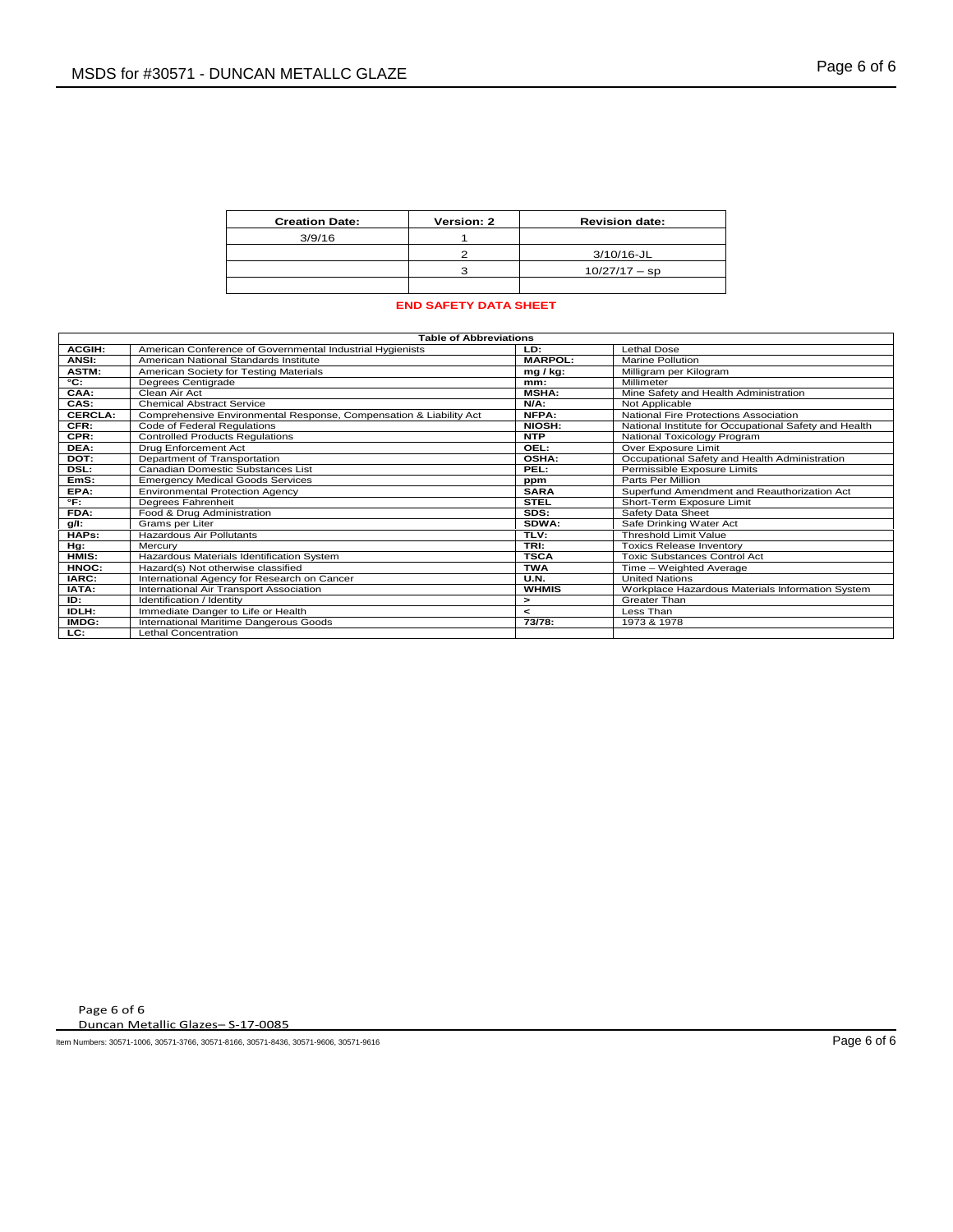| Creation Date: | Version: 2 | Revision date: |
|---|---|---|
| 3/9/16 | 1 | |
| | 2 | 3/10/16-JL |
| | 3 | 10/27/17 – sp |
| | | |

**END SAFETY DATA SHEET**

| Table of Abbreviations | | | |
|---|---|---|---|
| **ACGIH:** | American Conference of Governmental Industrial Hygienists | **LD:** | Lethal Dose |
| **ANSI:** | American National Standards Institute | **MARPOL:** | Marine Pollution |
| **ASTM:** | American Society for Testing Materials | **mg / kg:** | Milligram per Kilogram |
| **°C:** | Degrees Centigrade | **mm:** | Millimeter |
| **CAA:** | Clean Air Act | **MSHA:** | Mine Safety and Health Administration |
| **CAS:** | Chemical Abstract Service | **N/A:** | Not Applicable |
| **CERCLA:** | Comprehensive Environmental Response, Compensation & Liability Act | **NFPA:** | National Fire Protections Association |
| **CFR:** | Code of Federal Regulations | **NIOSH:** | National Institute for Occupational Safety and Health |
| **CPR:** | Controlled Products Regulations | **NTP** | National Toxicology Program |
| **DEA:** | Drug Enforcement Act | **OEL:** | Over Exposure Limit |
| **DOT:** | Department of Transportation | **OSHA:** | Occupational Safety and Health Administration |
| **DSL:** | Canadian Domestic Substances List | **PEL:** | Permissible Exposure Limits |
| **EmS:** | Emergency Medical Goods Services | **ppm** | Parts Per Million |
| **EPA:** | Environmental Protection Agency | **SARA** | Superfund Amendment and Reauthorization Act |
| **°F:** | Degrees Fahrenheit | **STEL** | Short-Term Exposure Limit |
| **FDA:** | Food & Drug Administration | **SDS:** | Safety Data Sheet |
| **g/l:** | Grams per Liter | **SDWA:** | Safe Drinking Water Act |
| **HAPs:** | Hazardous Air Pollutants | **TLV:** | Threshold Limit Value |
| **Hg:** | Mercury | **TRI:** | Toxics Release Inventory |
| **HMIS:** | Hazardous Materials Identification System | **TSCA** | Toxic Substances Control Act |
| **HNOC:** | Hazard(s) Not otherwise classified | **TWA** | Time – Weighted Average |
| **IARC:** | International Agency for Research on Cancer | **U.N.** | United Nations |
| **IATA:** | International Air Transport Association | **WHMIS** | Workplace Hazardous Materials Information System |
| **ID:** | Identification / Identity | **>** | Greater Than |
| **IDLH:** | Immediate Danger to Life or Health | **<** | Less Than |
| **IMDG:** | International Maritime Dangerous Goods | **73/78:** | 1973 & 1978 |
| **LC:** | Lethal Concentration | | |

Duncan Metallic Glazes– S-17-0085

Item Numbers: 30571-1006, 30571-3766, 30571-8166, 30571-8436, 30571-9606, 30571-9616